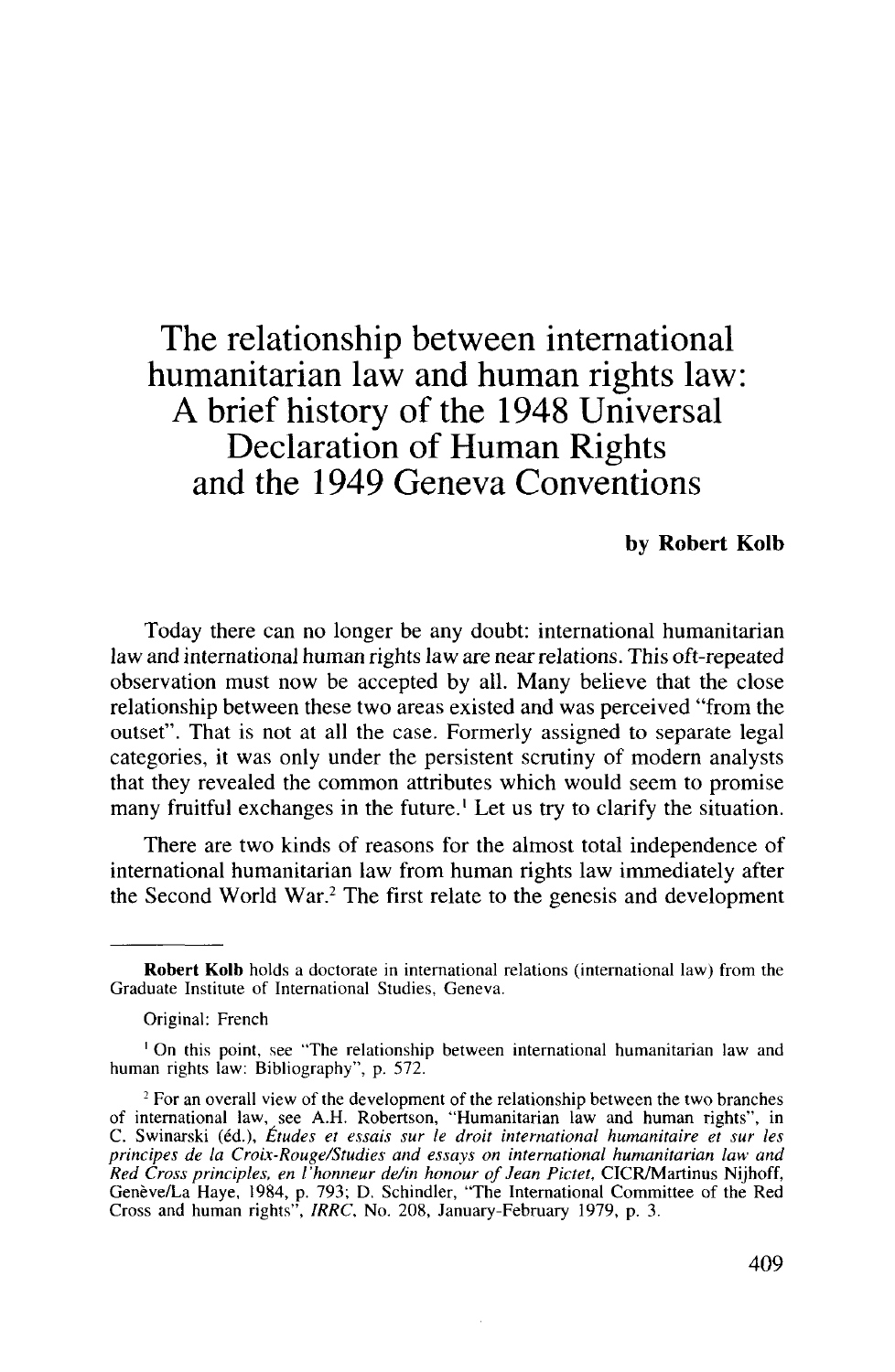# The relationship between international humanitarian law and human rights law: A brief history of the 1948 Universal Declaration of Human Rights and the 1949 Geneva Conventions

**by Robert Kolb**

Today there can no longer be any doubt: international humanitarian law and international human rights law are near relations. This oft-repeated observation must now be accepted by all. Many believe that the close relationship between these two areas existed and was perceived "from the outset". That is not at all the case. Formerly assigned to separate legal categories, it was only under the persistent scrutiny of modern analysts that they revealed the common attributes which would seem to promise many fruitful exchanges in the future.[1] Let us try to clarify the situation.

There are two kinds of reasons for the almost total independence of international humanitarian law from human rights law immediately after the Second World War.[2] The first relate to the genesis and development

---

**Robert Kolb** holds a doctorate in international relations (international law) from the Graduate Institute of International Studies, Geneva.

Original: French

[1] On this point, see "The relationship between international humanitarian law and human rights law: Bibliography", p. 572.

[2] For an overall view of the development of the relationship between the two branches of international law, see A.H. Robertson, "Humanitarian law and human rights", in C. Swinarski (éd.), *Études et essais sur le droit international humanitaire et sur les principes de la Croix-Rouge/Studies and essays on international humanitarian law and Red Cross principles, en l'honneur de/in honour of Jean Pictet*, CICR/Martinus Nijhoff, Genève/La Haye, 1984, p. 793; D. Schindler, "The International Committee of the Red Cross and human rights", *IRRC*, No. 208, January-February 1979, p. 3.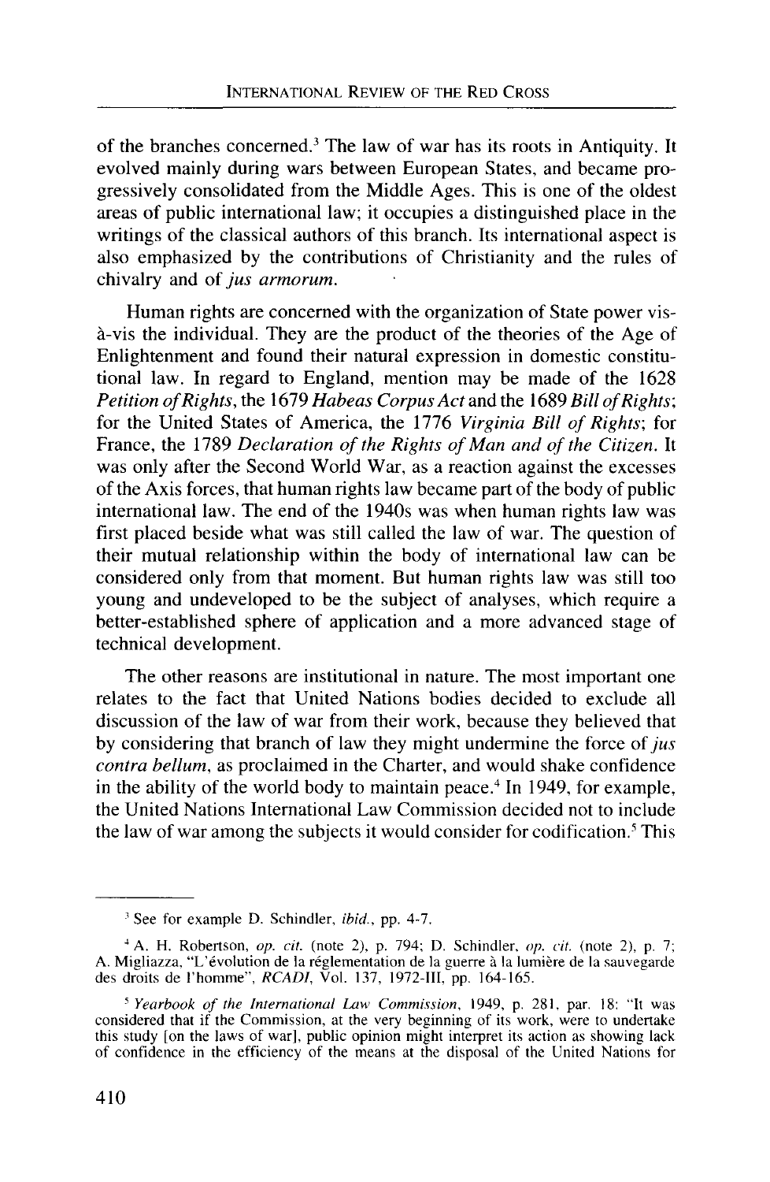of the branches concerned.[3] The law of war has its roots in Antiquity. It evolved mainly during wars between European States, and became progressively consolidated from the Middle Ages. This is one of the oldest areas of public international law; it occupies a distinguished place in the writings of the classical authors of this branch. Its international aspect is also emphasized by the contributions of Christianity and the rules of chivalry and of *jus armorum*.

Human rights are concerned with the organization of State power vis-à-vis the individual. They are the product of the theories of the Age of Enlightenment and found their natural expression in domestic constitutional law. In regard to England, mention may be made of the 1628 *Petition of Rights*, the 1679 *Habeas Corpus Act* and the 1689 *Bill of Rights*; for the United States of America, the 1776 *Virginia Bill of Rights*; for France, the 1789 *Declaration of the Rights of Man and of the Citizen*. It was only after the Second World War, as a reaction against the excesses of the Axis forces, that human rights law became part of the body of public international law. The end of the 1940s was when human rights law was first placed beside what was still called the law of war. The question of their mutual relationship within the body of international law can be considered only from that moment. But human rights law was still too young and undeveloped to be the subject of analyses, which require a better-established sphere of application and a more advanced stage of technical development.

The other reasons are institutional in nature. The most important one relates to the fact that United Nations bodies decided to exclude all discussion of the law of war from their work, because they believed that by considering that branch of law they might undermine the force of *jus contra bellum*, as proclaimed in the Charter, and would shake confidence in the ability of the world body to maintain peace.[4] In 1949, for example, the United Nations International Law Commission decided not to include the law of war among the subjects it would consider for codification.[5] This

---

[3] See for example D. Schindler, *ibid.*, pp. 4-7.

[4] A. H. Robertson, *op. cit.* (note 2), p. 794; D. Schindler, *op. cit.* (note 2), p. 7; A. Migliazza, "L'évolution de la réglementation de la guerre à la lumière de la sauvegarde des droits de l'homme", *RCADI*, Vol. 137, 1972-III, pp. 164-165.

[5] *Yearbook of the International Law Commission*, 1949, p. 281, par. 18: "It was considered that if the Commission, at the very beginning of its work, were to undertake this study [on the laws of war], public opinion might interpret its action as showing lack of confidence in the efficiency of the means at the disposal of the United Nations for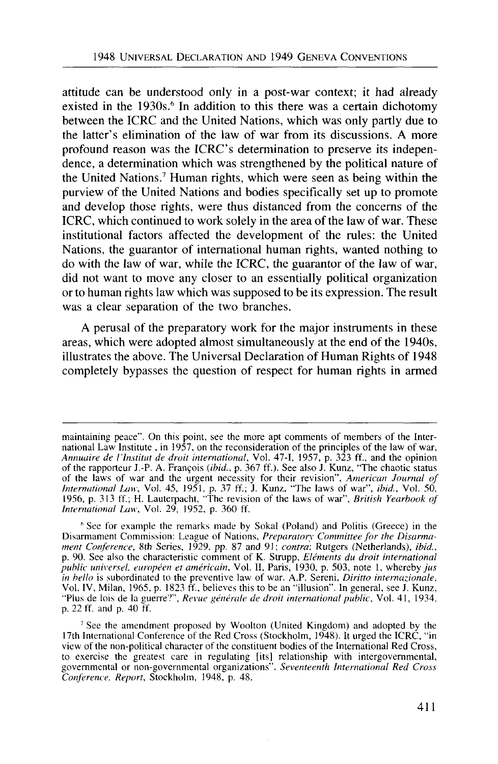attitude can be understood only in a post-war context; it had already existed in the 1930s.[6] In addition to this there was a certain dichotomy between the ICRC and the United Nations, which was only partly due to the latter's elimination of the law of war from its discussions. A more profound reason was the ICRC's determination to preserve its independence, a determination which was strengthened by the political nature of the United Nations.[7] Human rights, which were seen as being within the purview of the United Nations and bodies specifically set up to promote and develop those rights, were thus distanced from the concerns of the ICRC, which continued to work solely in the area of the law of war. These institutional factors affected the development of the rules: the United Nations, the guarantor of international human rights, wanted nothing to do with the law of war, while the ICRC, the guarantor of the law of war, did not want to move any closer to an essentially political organization or to human rights law which was supposed to be its expression. The result was a clear separation of the two branches.

A perusal of the preparatory work for the major instruments in these areas, which were adopted almost simultaneously at the end of the 1940s, illustrates the above. The Universal Declaration of Human Rights of 1948 completely bypasses the question of respect for human rights in armed

---

maintaining peace". On this point, see the more apt comments of members of the International Law Institute , in 1957, on the reconsideration of the principles of the law of war, *Annuaire de l'Institut de droit international*, Vol. 47-I, 1957, p. 323 ff., and the opinion of the rapporteur J.-P. A. François (*ibid.*, p. 367 ff.). See also J. Kunz, "The chaotic status of the laws of war and the urgent necessity for their revision", *American Journal of International Law*, Vol. 45, 1951, p. 37 ff.; J. Kunz, "The laws of war", *ibid.*, Vol. 50, 1956, p. 313 ff.; H. Lauterpacht, "The revision of the laws of war", *British Yearbook of International Law*, Vol. 29, 1952, p. 360 ff.

[6] See for example the remarks made by Sokal (Poland) and Politis (Greece) in the Disarmament Commission: League of Nations, *Preparatory Committee for the Disarmament Conference*, 8th Series, 1929, pp. 87 and 91; *contra*: Rutgers (Netherlands), *ibid.*, p. 90. See also the characteristic comment of K. Strupp, *Eléments du droit international public universel, européen et américain*, Vol. II, Paris, 1930, p. 503, note 1, whereby *jus in bello* is subordinated to the preventive law of war. A.P. Sereni, *Diritto internazionale*, Vol. IV, Milan, 1965, p. 1823 ff., believes this to be an "illusion". In general, see J. Kunz, "Plus de lois de la guerre?", *Revue générale de droit international public*, Vol. 41, 1934, p. 22 ff. and p. 40 ff.

[7] See the amendment proposed by Woolton (United Kingdom) and adopted by the 17th International Conference of the Red Cross (Stockholm, 1948). It urged the ICRC, "in view of the non-political character of the constituent bodies of the International Red Cross, to exercise the greatest care in regulating [its] relationship with intergovernmental, governmental or non-governmental organizations". *Seventeenth International Red Cross Conference, Report*, Stockholm, 1948, p. 48.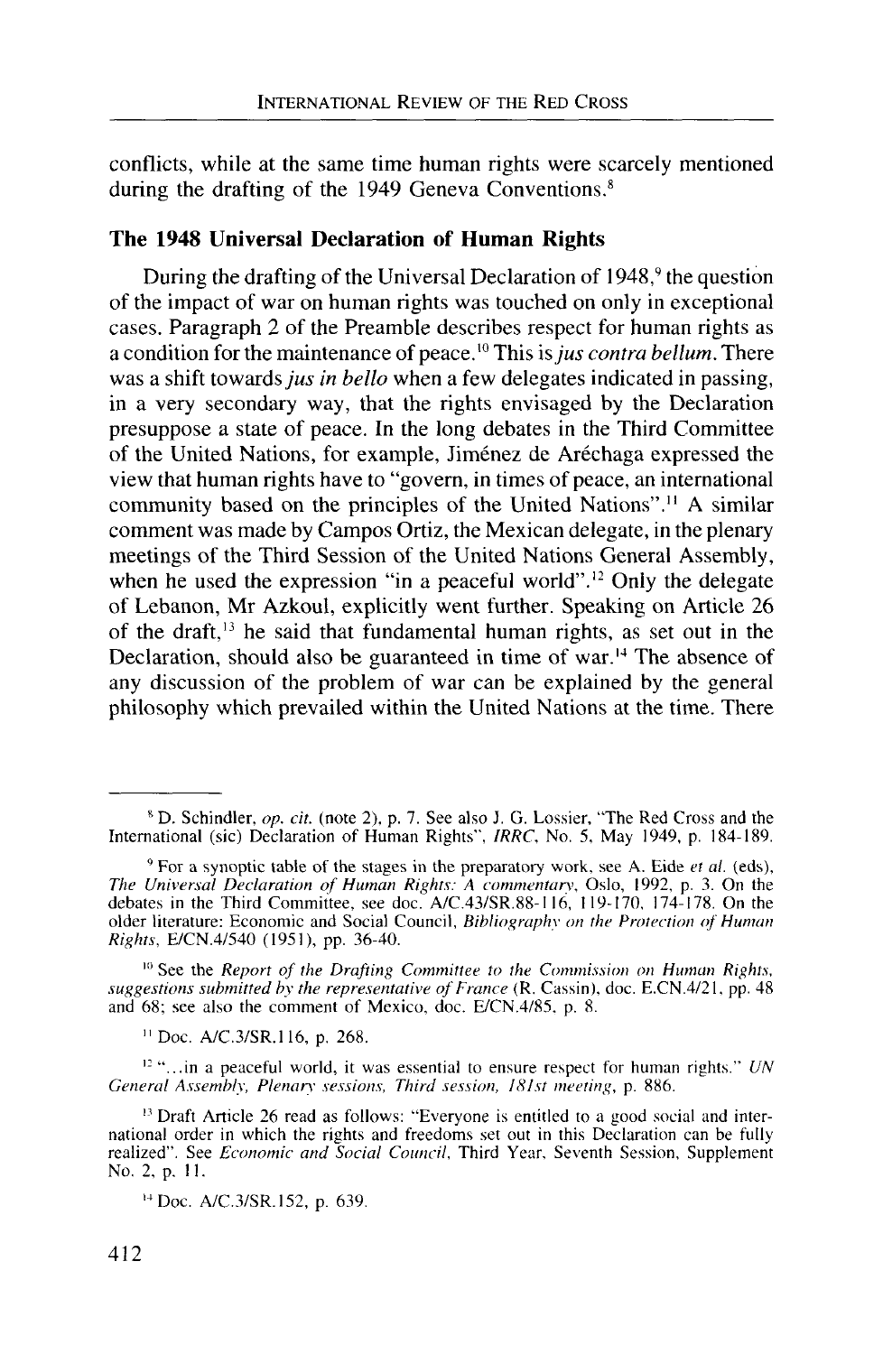conflicts, while at the same time human rights were scarcely mentioned during the drafting of the 1949 Geneva Conventions.[8]

### The 1948 Universal Declaration of Human Rights

During the drafting of the Universal Declaration of 1948,[9] the question of the impact of war on human rights was touched on only in exceptional cases. Paragraph 2 of the Preamble describes respect for human rights as a condition for the maintenance of peace.[10] This is *jus contra bellum*. There was a shift towards *jus in bello* when a few delegates indicated in passing, in a very secondary way, that the rights envisaged by the Declaration presuppose a state of peace. In the long debates in the Third Committee of the United Nations, for example, Jiménez de Aréchaga expressed the view that human rights have to "govern, in times of peace, an international community based on the principles of the United Nations".[11] A similar comment was made by Campos Ortiz, the Mexican delegate, in the plenary meetings of the Third Session of the United Nations General Assembly, when he used the expression "in a peaceful world".[12] Only the delegate of Lebanon, Mr Azkoul, explicitly went further. Speaking on Article 26 of the draft,[13] he said that fundamental human rights, as set out in the Declaration, should also be guaranteed in time of war.[14] The absence of any discussion of the problem of war can be explained by the general philosophy which prevailed within the United Nations at the time. There

---

[8] D. Schindler, *op. cit.* (note 2), p. 7. See also J. G. Lossier, "The Red Cross and the International (sic) Declaration of Human Rights", *IRRC*, No. 5, May 1949, p. 184-189.

[9] For a synoptic table of the stages in the preparatory work, see A. Eide *et al.* (eds), *The Universal Declaration of Human Rights: A commentary*, Oslo, 1992, p. 3. On the debates in the Third Committee, see doc. A/C.43/SR.88-116, 119-170, 174-178. On the older literature: Economic and Social Council, *Bibliography on the Protection of Human Rights*, E/CN.4/540 (1951), pp. 36-40.

[10] See the *Report of the Drafting Committee to the Commission on Human Rights, suggestions submitted by the representative of France* (R. Cassin), doc. E.CN.4/21, pp. 48 and 68; see also the comment of Mexico, doc. E/CN.4/85, p. 8.

[11] Doc. A/C.3/SR.116, p. 268.

[12] "...in a peaceful world, it was essential to ensure respect for human rights." *UN General Assembly, Plenary sessions, Third session, 181st meeting*, p. 886.

[13] Draft Article 26 read as follows: "Everyone is entitled to a good social and international order in which the rights and freedoms set out in this Declaration can be fully realized". See *Economic and Social Council*, Third Year, Seventh Session, Supplement No. 2, p. 11.

[14] Doc. A/C.3/SR.152, p. 639.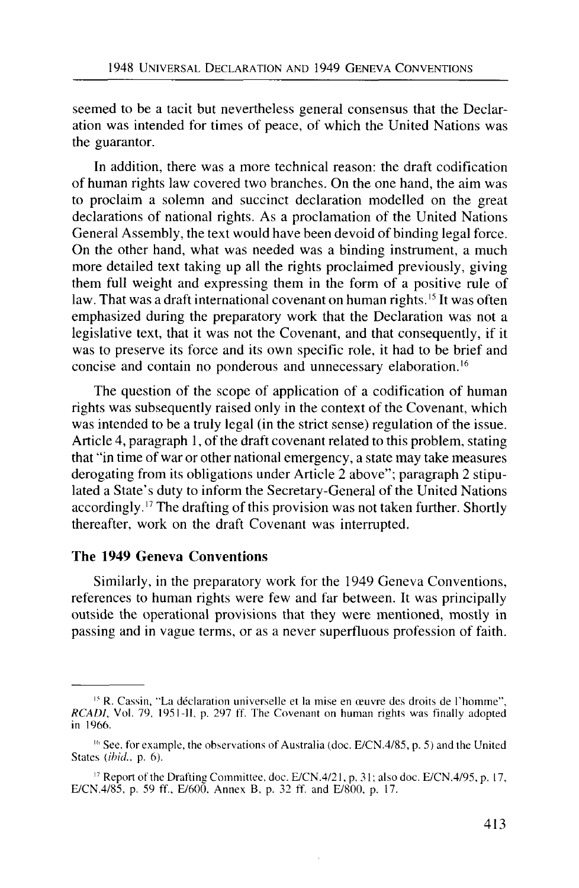seemed to be a tacit but nevertheless general consensus that the Declaration was intended for times of peace, of which the United Nations was the guarantor.

In addition, there was a more technical reason: the draft codification of human rights law covered two branches. On the one hand, the aim was to proclaim a solemn and succinct declaration modelled on the great declarations of national rights. As a proclamation of the United Nations General Assembly, the text would have been devoid of binding legal force. On the other hand, what was needed was a binding instrument, a much more detailed text taking up all the rights proclaimed previously, giving them full weight and expressing them in the form of a positive rule of law. That was a draft international covenant on human rights.[15] It was often emphasized during the preparatory work that the Declaration was not a legislative text, that it was not the Covenant, and that consequently, if it was to preserve its force and its own specific role, it had to be brief and concise and contain no ponderous and unnecessary elaboration.[16]

The question of the scope of application of a codification of human rights was subsequently raised only in the context of the Covenant, which was intended to be a truly legal (in the strict sense) regulation of the issue. Article 4, paragraph 1, of the draft covenant related to this problem, stating that "in time of war or other national emergency, a state may take measures derogating from its obligations under Article 2 above"; paragraph 2 stipulated a State's duty to inform the Secretary-General of the United Nations accordingly.[17] The drafting of this provision was not taken further. Shortly thereafter, work on the draft Covenant was interrupted.

### The 1949 Geneva Conventions

Similarly, in the preparatory work for the 1949 Geneva Conventions, references to human rights were few and far between. It was principally outside the operational provisions that they were mentioned, mostly in passing and in vague terms, or as a never superfluous profession of faith.

---

[15] R. Cassin, "La déclaration universelle et la mise en œuvre des droits de l'homme", *RCADI*, Vol. 79, 1951-II, p. 297 ff. The Covenant on human rights was finally adopted in 1966.

[16] See, for example, the observations of Australia (doc. E/CN.4/85, p. 5) and the United States (*ibid.*, p. 6).

[17] Report of the Drafting Committee, doc. E/CN.4/21, p. 31; also doc. E/CN.4/95, p. 17, E/CN.4/85, p. 59 ff., E/600, Annex B, p. 32 ff. and E/800, p. 17.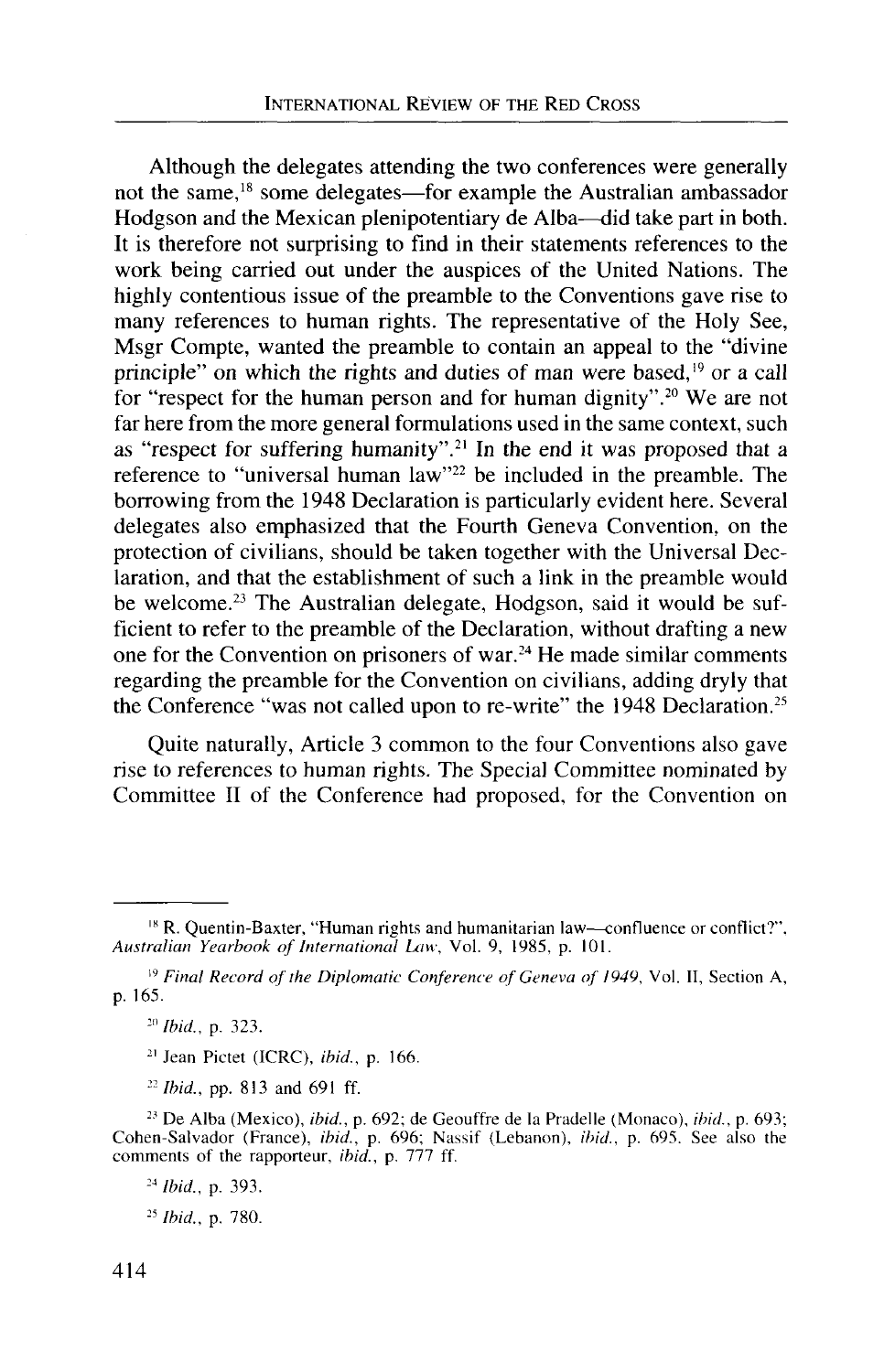Although the delegates attending the two conferences were generally not the same,[18] some delegates—for example the Australian ambassador Hodgson and the Mexican plenipotentiary de Alba—did take part in both. It is therefore not surprising to find in their statements references to the work being carried out under the auspices of the United Nations. The highly contentious issue of the preamble to the Conventions gave rise to many references to human rights. The representative of the Holy See, Msgr Compte, wanted the preamble to contain an appeal to the "divine principle" on which the rights and duties of man were based,[19] or a call for "respect for the human person and for human dignity".[20] We are not far here from the more general formulations used in the same context, such as "respect for suffering humanity".[21] In the end it was proposed that a reference to "universal human law"[22] be included in the preamble. The borrowing from the 1948 Declaration is particularly evident here. Several delegates also emphasized that the Fourth Geneva Convention, on the protection of civilians, should be taken together with the Universal Declaration, and that the establishment of such a link in the preamble would be welcome.[23] The Australian delegate, Hodgson, said it would be sufficient to refer to the preamble of the Declaration, without drafting a new one for the Convention on prisoners of war.[24] He made similar comments regarding the preamble for the Convention on civilians, adding dryly that the Conference "was not called upon to re-write" the 1948 Declaration.[25]

Quite naturally, Article 3 common to the four Conventions also gave rise to references to human rights. The Special Committee nominated by Committee II of the Conference had proposed, for the Convention on

---

[18] R. Quentin-Baxter, "Human rights and humanitarian law—confluence or conflict?", *Australian Yearbook of International Law*, Vol. 9, 1985, p. 101.

[19] *Final Record of the Diplomatic Conference of Geneva of 1949*, Vol. II, Section A, p. 165.

[20] *Ibid.*, p. 323.

[21] Jean Pictet (ICRC), *ibid.*, p. 166.

[22] *Ibid.*, pp. 813 and 691 ff.

[23] De Alba (Mexico), *ibid.*, p. 692; de Geouffre de la Pradelle (Monaco), *ibid.*, p. 693; Cohen-Salvador (France), *ibid.*, p. 696; Nassif (Lebanon), *ibid.*, p. 695. See also the comments of the rapporteur, *ibid.*, p. 777 ff.

[24] *Ibid.*, p. 393.

[25] *Ibid.*, p. 780.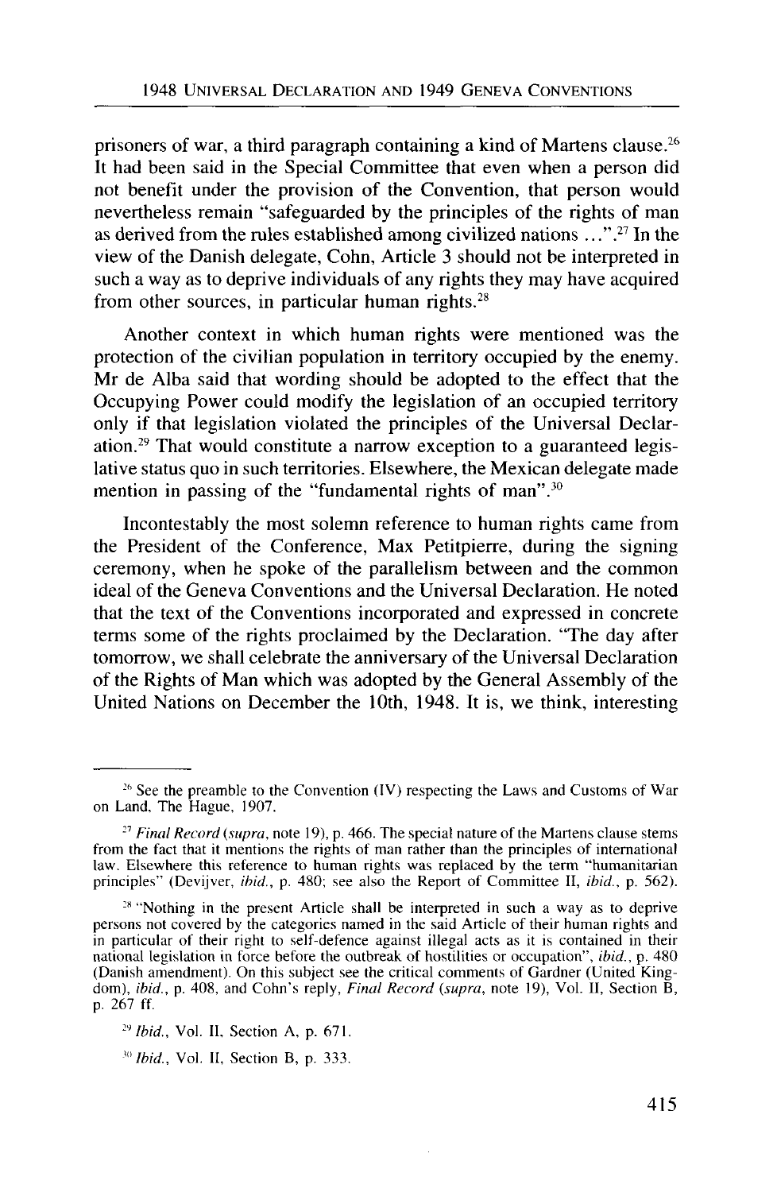prisoners of war, a third paragraph containing a kind of Martens clause.[26] It had been said in the Special Committee that even when a person did not benefit under the provision of the Convention, that person would nevertheless remain "safeguarded by the principles of the rights of man as derived from the rules established among civilized nations ...".[27] In the view of the Danish delegate, Cohn, Article 3 should not be interpreted in such a way as to deprive individuals of any rights they may have acquired from other sources, in particular human rights.[28]

Another context in which human rights were mentioned was the protection of the civilian population in territory occupied by the enemy. Mr de Alba said that wording should be adopted to the effect that the Occupying Power could modify the legislation of an occupied territory only if that legislation violated the principles of the Universal Declaration.[29] That would constitute a narrow exception to a guaranteed legislative status quo in such territories. Elsewhere, the Mexican delegate made mention in passing of the "fundamental rights of man".[30]

Incontestably the most solemn reference to human rights came from the President of the Conference, Max Petitpierre, during the signing ceremony, when he spoke of the parallelism between and the common ideal of the Geneva Conventions and the Universal Declaration. He noted that the text of the Conventions incorporated and expressed in concrete terms some of the rights proclaimed by the Declaration. "The day after tomorrow, we shall celebrate the anniversary of the Universal Declaration of the Rights of Man which was adopted by the General Assembly of the United Nations on December the 10th, 1948. It is, we think, interesting

---

[26] See the preamble to the Convention (IV) respecting the Laws and Customs of War on Land, The Hague, 1907.

[27] *Final Record* (*supra*, note 19), p. 466. The special nature of the Martens clause stems from the fact that it mentions the rights of man rather than the principles of international law. Elsewhere this reference to human rights was replaced by the term "humanitarian principles" (Devijver, *ibid.*, p. 480; see also the Report of Committee II, *ibid.*, p. 562).

[28] "Nothing in the present Article shall be interpreted in such a way as to deprive persons not covered by the categories named in the said Article of their human rights and in particular of their right to self-defence against illegal acts as it is contained in their national legislation in force before the outbreak of hostilities or occupation", *ibid.*, p. 480 (Danish amendment). On this subject see the critical comments of Gardner (United Kingdom), *ibid.*, p. 408, and Cohn's reply, *Final Record* (*supra*, note 19), Vol. II, Section B, p. 267 ff.

[29] *Ibid.*, Vol. II, Section A, p. 671.

[30] *Ibid.*, Vol. II, Section B, p. 333.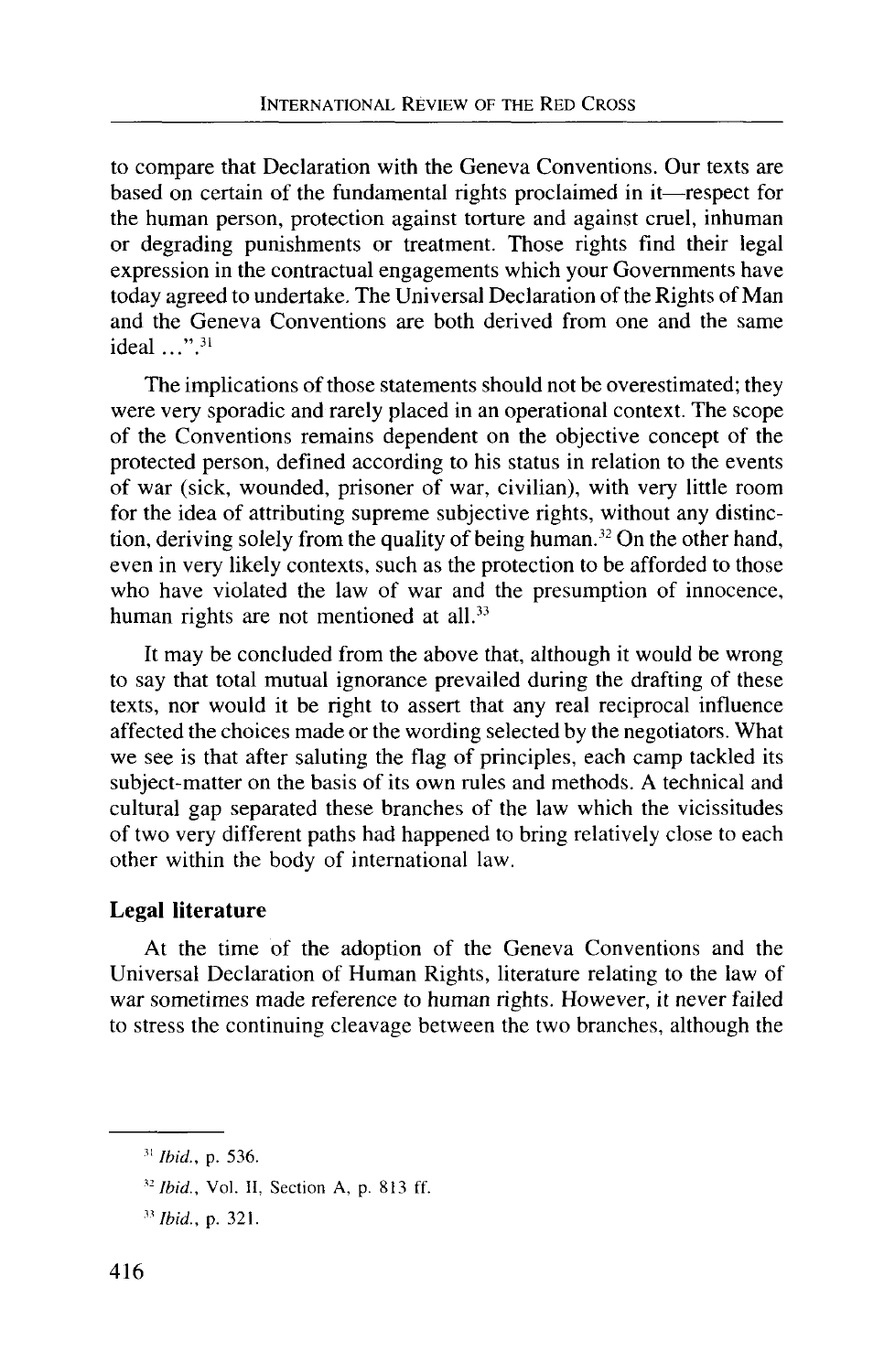to compare that Declaration with the Geneva Conventions. Our texts are based on certain of the fundamental rights proclaimed in it—respect for the human person, protection against torture and against cruel, inhuman or degrading punishments or treatment. Those rights find their legal expression in the contractual engagements which your Governments have today agreed to undertake. The Universal Declaration of the Rights of Man and the Geneva Conventions are both derived from one and the same ideal ...".[31]

The implications of those statements should not be overestimated; they were very sporadic and rarely placed in an operational context. The scope of the Conventions remains dependent on the objective concept of the protected person, defined according to his status in relation to the events of war (sick, wounded, prisoner of war, civilian), with very little room for the idea of attributing supreme subjective rights, without any distinction, deriving solely from the quality of being human.[32] On the other hand, even in very likely contexts, such as the protection to be afforded to those who have violated the law of war and the presumption of innocence, human rights are not mentioned at all.[33]

It may be concluded from the above that, although it would be wrong to say that total mutual ignorance prevailed during the drafting of these texts, nor would it be right to assert that any real reciprocal influence affected the choices made or the wording selected by the negotiators. What we see is that after saluting the flag of principles, each camp tackled its subject-matter on the basis of its own rules and methods. A technical and cultural gap separated these branches of the law which the vicissitudes of two very different paths had happened to bring relatively close to each other within the body of international law.

## Legal literature

At the time of the adoption of the Geneva Conventions and the Universal Declaration of Human Rights, literature relating to the law of war sometimes made reference to human rights. However, it never failed to stress the continuing cleavage between the two branches, although the

---

[31] *Ibid.*, p. 536.

[32] *Ibid.*, Vol. II, Section A, p. 813 ff.

[33] *Ibid.*, p. 321.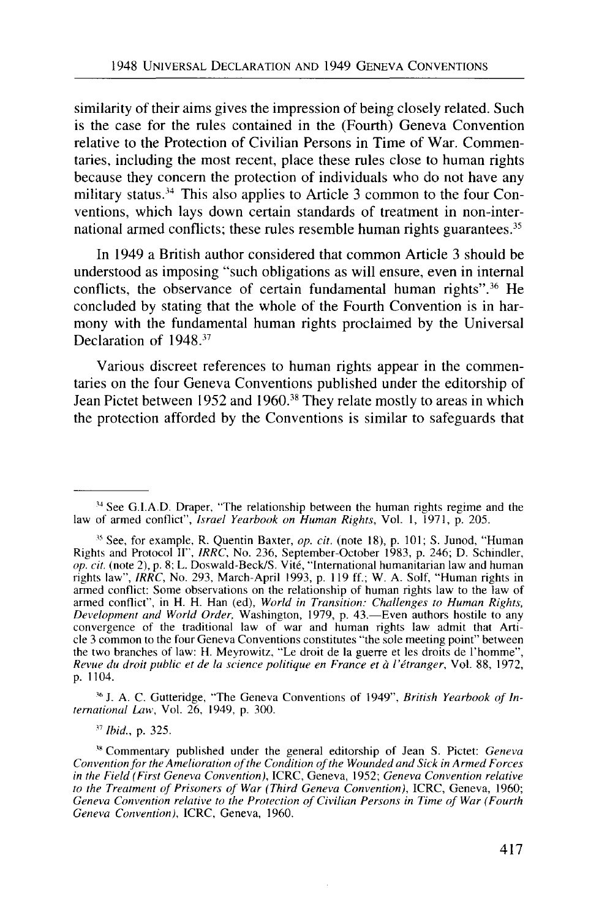similarity of their aims gives the impression of being closely related. Such is the case for the rules contained in the (Fourth) Geneva Convention relative to the Protection of Civilian Persons in Time of War. Commentaries, including the most recent, place these rules close to human rights because they concern the protection of individuals who do not have any military status.[34] This also applies to Article 3 common to the four Conventions, which lays down certain standards of treatment in non-international armed conflicts; these rules resemble human rights guarantees.[35]

In 1949 a British author considered that common Article 3 should be understood as imposing "such obligations as will ensure, even in internal conflicts, the observance of certain fundamental human rights".[36] He concluded by stating that the whole of the Fourth Convention is in harmony with the fundamental human rights proclaimed by the Universal Declaration of 1948.[37]

Various discreet references to human rights appear in the commentaries on the four Geneva Conventions published under the editorship of Jean Pictet between 1952 and 1960.[38] They relate mostly to areas in which the protection afforded by the Conventions is similar to safeguards that

---

[34] See G.I.A.D. Draper, "The relationship between the human rights regime and the law of armed conflict", *Israel Yearbook on Human Rights*, Vol. 1, 1971, p. 205.

[35] See, for example, R. Quentin Baxter, *op. cit.* (note 18), p. 101; S. Junod, "Human Rights and Protocol II", *IRRC*, No. 236, September-October 1983, p. 246; D. Schindler, *op. cit.* (note 2), p. 8; L. Doswald-Beck/S. Vité, "International humanitarian law and human rights law", *IRRC*, No. 293, March-April 1993, p. 119 ff.; W. A. Solf, "Human rights in armed conflict: Some observations on the relationship of human rights law to the law of armed conflict", in H. H. Han (ed), *World in Transition: Challenges to Human Rights, Development and World Order*, Washington, 1979, p. 43.—Even authors hostile to any convergence of the traditional law of war and human rights law admit that Article 3 common to the four Geneva Conventions constitutes "the sole meeting point" between the two branches of law: H. Meyrowitz, "Le droit de la guerre et les droits de l'homme", *Revue du droit public et de la science politique en France et à l'étranger*, Vol. 88, 1972, p. 1104.

[36] J. A. C. Gutteridge, "The Geneva Conventions of 1949", *British Yearbook of International Law*, Vol. 26, 1949, p. 300.

[37] *Ibid.*, p. 325.

[38] Commentary published under the general editorship of Jean S. Pictet: *Geneva Convention for the Amelioration of the Condition of the Wounded and Sick in Armed Forces in the Field (First Geneva Convention)*, ICRC, Geneva, 1952; *Geneva Convention relative to the Treatment of Prisoners of War (Third Geneva Convention)*, ICRC, Geneva, 1960; *Geneva Convention relative to the Protection of Civilian Persons in Time of War (Fourth Geneva Convention)*, ICRC, Geneva, 1960.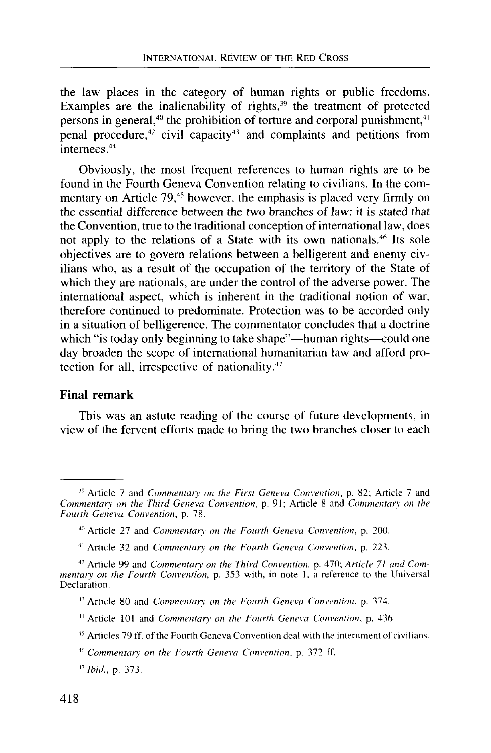the law places in the category of human rights or public freedoms. Examples are the inalienability of rights,[39] the treatment of protected persons in general,[40] the prohibition of torture and corporal punishment,[41] penal procedure,[42] civil capacity[43] and complaints and petitions from internees.[44]

Obviously, the most frequent references to human rights are to be found in the Fourth Geneva Convention relating to civilians. In the commentary on Article 79,[45] however, the emphasis is placed very firmly on the essential difference between the two branches of law: it is stated that the Convention, true to the traditional conception of international law, does not apply to the relations of a State with its own nationals.[46] Its sole objectives are to govern relations between a belligerent and enemy civilians who, as a result of the occupation of the territory of the State of which they are nationals, are under the control of the adverse power. The international aspect, which is inherent in the traditional notion of war, therefore continued to predominate. Protection was to be accorded only in a situation of belligerence. The commentator concludes that a doctrine which "is today only beginning to take shape"—human rights—could one day broaden the scope of international humanitarian law and afford protection for all, irrespective of nationality.[47]

### Final remark

This was an astute reading of the course of future developments, in view of the fervent efforts made to bring the two branches closer to each

---

[39] Article 7 and *Commentary on the First Geneva Convention*, p. 82; Article 7 and *Commentary on the Third Geneva Convention*, p. 91; Article 8 and *Commentary on the Fourth Geneva Convention*, p. 78.

[40] Article 27 and *Commentary on the Fourth Geneva Convention*, p. 200.

[41] Article 32 and *Commentary on the Fourth Geneva Convention*, p. 223.

[42] Article 99 and *Commentary on the Third Convention*, p. 470; *Article 71 and Commentary on the Fourth Convention*, p. 353 with, in note 1, a reference to the Universal Declaration.

[43] Article 80 and *Commentary on the Fourth Geneva Convention*, p. 374.

[44] Article 101 and *Commentary on the Fourth Geneva Convention*, p. 436.

[45] Articles 79 ff. of the Fourth Geneva Convention deal with the internment of civilians.

[46] *Commentary on the Fourth Geneva Convention*, p. 372 ff.

[47] *Ibid.*, p. 373.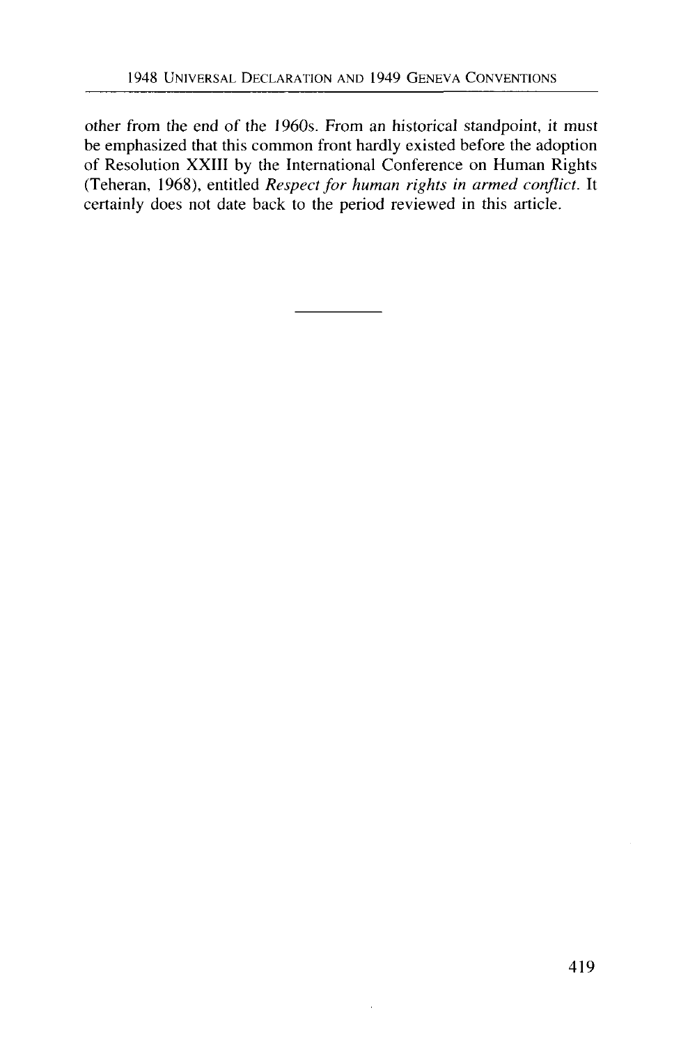other from the end of the 1960s. From an historical standpoint, it must be emphasized that this common front hardly existed before the adoption of Resolution XXIII by the International Conference on Human Rights (Teheran, 1968), entitled *Respect for human rights in armed conflict.* It certainly does not date back to the period reviewed in this article.

---